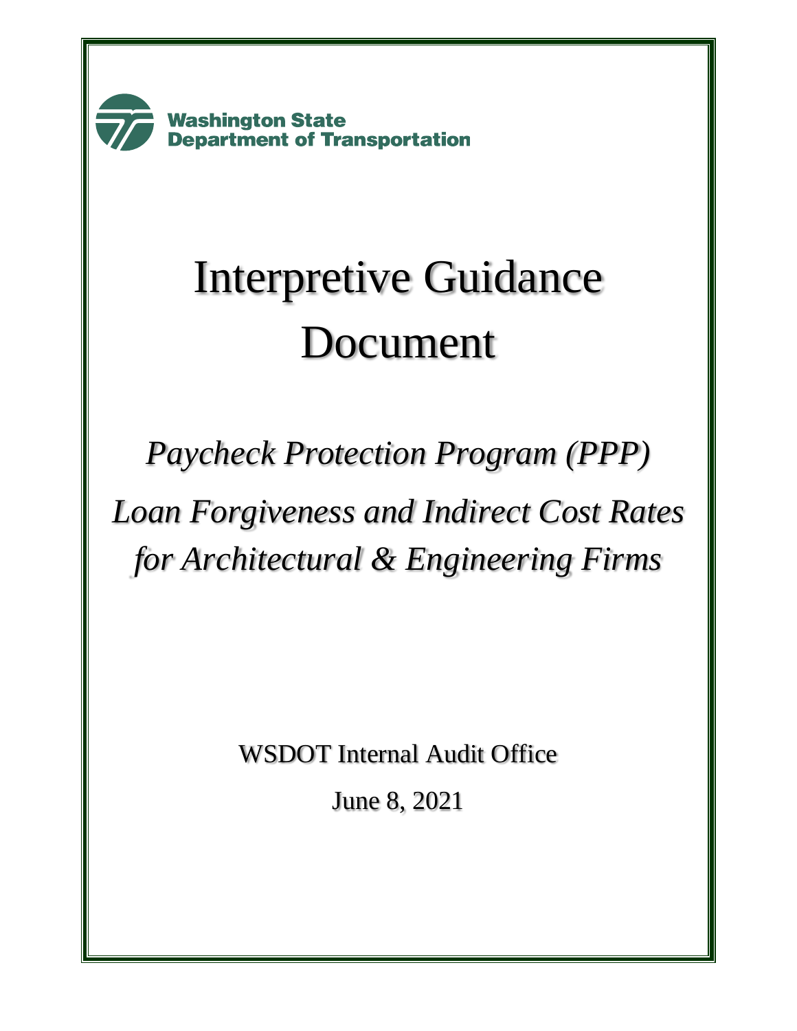Washington State Department of Transportation

# Interpretive Guidance Document

## *Paycheck Protection Program (PPP) Loan Forgiveness and Indirect Cost Rates for Architectural & Engineering Firms*

WSDOT Internal Audit Office

June 8, 2021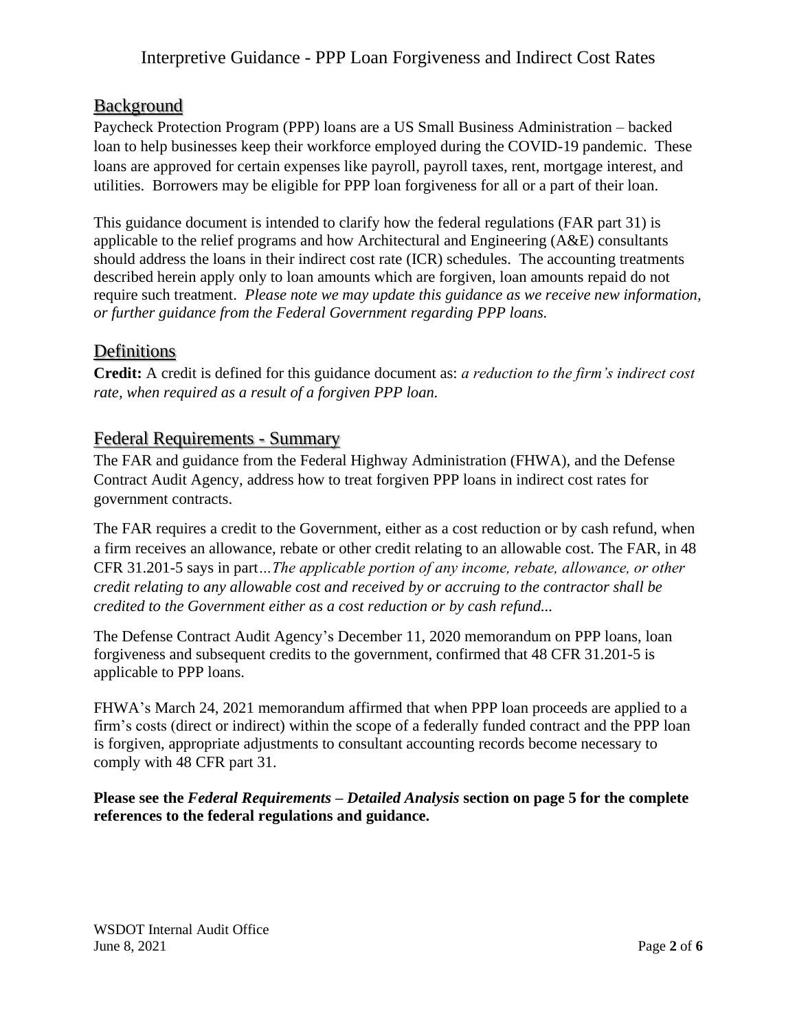## Background

Paycheck Protection Program (PPP) loans are a US Small Business Administration – backed loan to help businesses keep their workforce employed during the COVID-19 pandemic. These loans are approved for certain expenses like payroll, payroll taxes, rent, mortgage interest, and utilities. Borrowers may be eligible for PPP loan forgiveness for all or a part of their loan.

This guidance document is intended to clarify how the federal regulations (FAR part 31) is applicable to the relief programs and how Architectural and Engineering (A&E) consultants should address the loans in their indirect cost rate (ICR) schedules. The accounting treatments described herein apply only to loan amounts which are forgiven, loan amounts repaid do not require such treatment. *Please note we may update this guidance as we receive new information, or further guidance from the Federal Government regarding PPP loans.*

## Definitions

**Credit:** A credit is defined for this guidance document as: *a reduction to the firm's indirect cost rate, when required as a result of a forgiven PPP loan.*

## Federal Requirements - Summary

The FAR and guidance from the Federal Highway Administration (FHWA), and the Defense Contract Audit Agency, address how to treat forgiven PPP loans in indirect cost rates for government contracts.

The FAR requires a credit to the Government, either as a cost reduction or by cash refund, when a firm receives an allowance, rebate or other credit relating to an allowable cost. The FAR, in 48 CFR 31.201-5 says in part*…The applicable portion of any income, rebate, allowance, or other credit relating to any allowable cost and received by or accruing to the contractor shall be credited to the Government either as a cost reduction or by cash refund...*

The Defense Contract Audit Agency's December 11, 2020 memorandum on PPP loans, loan forgiveness and subsequent credits to the government, confirmed that 48 CFR 31.201-5 is applicable to PPP loans.

FHWA's March 24, 2021 memorandum affirmed that when PPP loan proceeds are applied to a firm's costs (direct or indirect) within the scope of a federally funded contract and the PPP loan is forgiven, appropriate adjustments to consultant accounting records become necessary to comply with 48 CFR part 31.

**Please see the *Federal Requirements – Detailed Analysis* section on page 5 for the complete references to the federal regulations and guidance.**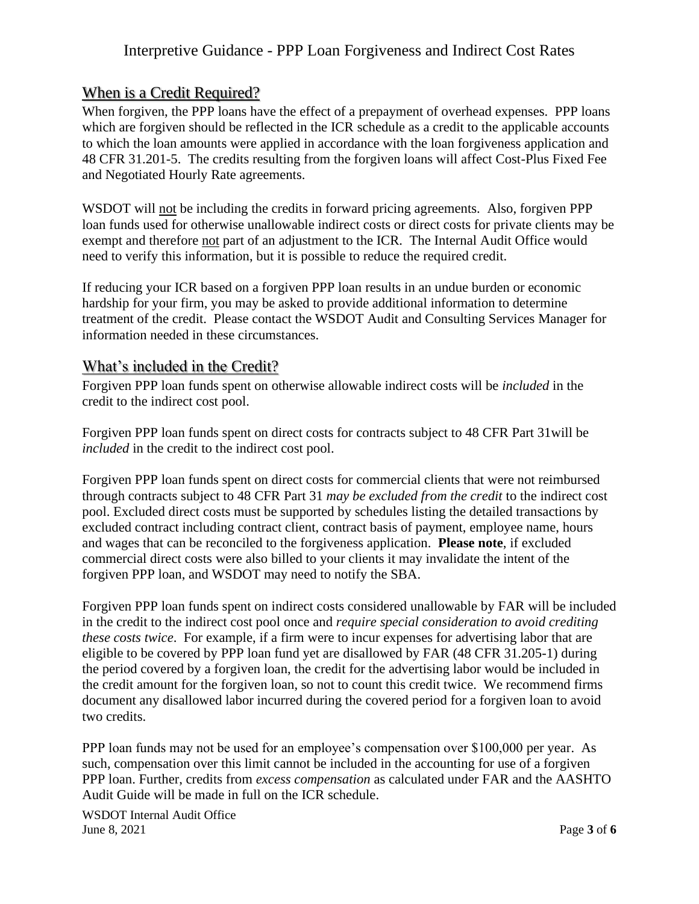## When is a Credit Required?

When forgiven, the PPP loans have the effect of a prepayment of overhead expenses. PPP loans which are forgiven should be reflected in the ICR schedule as a credit to the applicable accounts to which the loan amounts were applied in accordance with the loan forgiveness application and 48 CFR 31.201-5. The credits resulting from the forgiven loans will affect Cost-Plus Fixed Fee and Negotiated Hourly Rate agreements.

WSDOT will not be including the credits in forward pricing agreements. Also, forgiven PPP loan funds used for otherwise unallowable indirect costs or direct costs for private clients may be exempt and therefore not part of an adjustment to the ICR. The Internal Audit Office would need to verify this information, but it is possible to reduce the required credit.

If reducing your ICR based on a forgiven PPP loan results in an undue burden or economic hardship for your firm, you may be asked to provide additional information to determine treatment of the credit. Please contact the WSDOT Audit and Consulting Services Manager for information needed in these circumstances.

## What's included in the Credit?

Forgiven PPP loan funds spent on otherwise allowable indirect costs will be *included* in the credit to the indirect cost pool.

Forgiven PPP loan funds spent on direct costs for contracts subject to 48 CFR Part 31will be *included* in the credit to the indirect cost pool.

Forgiven PPP loan funds spent on direct costs for commercial clients that were not reimbursed through contracts subject to 48 CFR Part 31 *may be excluded from the credit* to the indirect cost pool. Excluded direct costs must be supported by schedules listing the detailed transactions by excluded contract including contract client, contract basis of payment, employee name, hours and wages that can be reconciled to the forgiveness application. **Please note**, if excluded commercial direct costs were also billed to your clients it may invalidate the intent of the forgiven PPP loan, and WSDOT may need to notify the SBA.

Forgiven PPP loan funds spent on indirect costs considered unallowable by FAR will be included in the credit to the indirect cost pool once and *require special consideration to avoid crediting these costs twice*. For example, if a firm were to incur expenses for advertising labor that are eligible to be covered by PPP loan fund yet are disallowed by FAR (48 CFR 31.205-1) during the period covered by a forgiven loan, the credit for the advertising labor would be included in the credit amount for the forgiven loan, so not to count this credit twice. We recommend firms document any disallowed labor incurred during the covered period for a forgiven loan to avoid two credits.

PPP loan funds may not be used for an employee's compensation over $100,000 per year. As such, compensation over this limit cannot be included in the accounting for use of a forgiven PPP loan. Further, credits from *excess compensation* as calculated under FAR and the AASHTO Audit Guide will be made in full on the ICR schedule.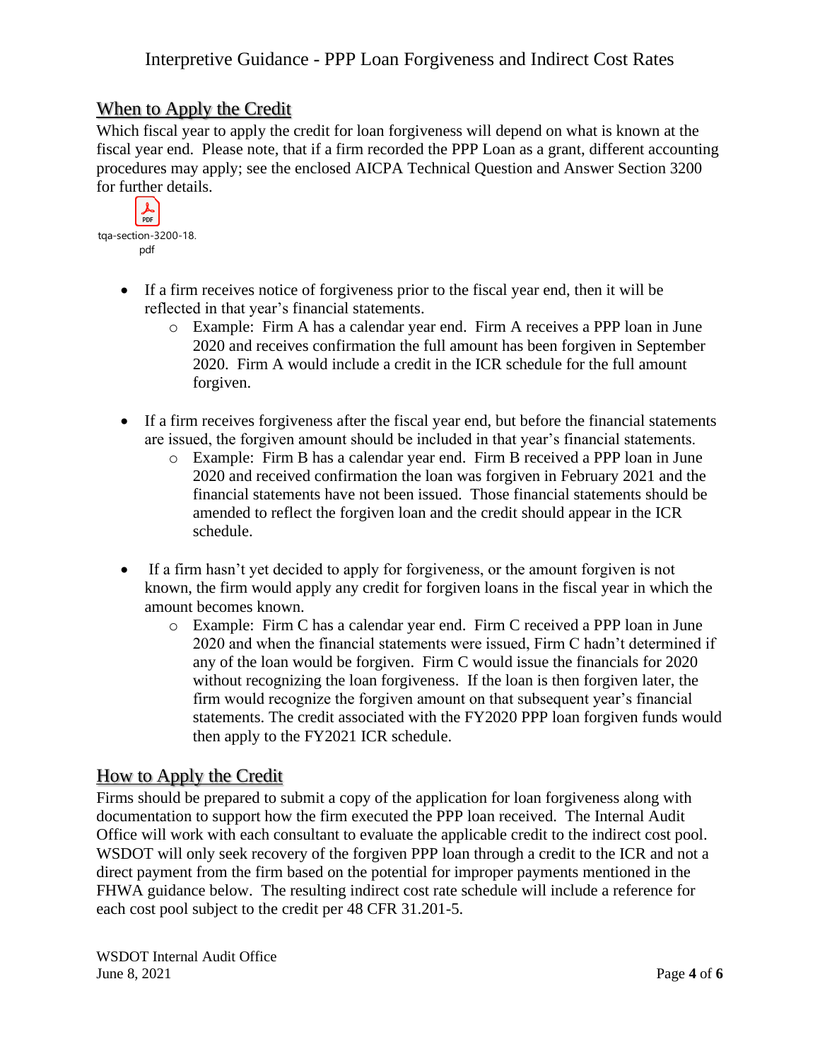## When to Apply the Credit

Which fiscal year to apply the credit for loan forgiveness will depend on what is known at the fiscal year end. Please note, that if a firm recorded the PPP Loan as a grant, different accounting procedures may apply; see the enclosed AICPA Technical Question and Answer Section 3200 for further details.

tqa-section-3200-18.pdf

- If a firm receives notice of forgiveness prior to the fiscal year end, then it will be reflected in that year's financial statements.
  - Example: Firm A has a calendar year end. Firm A receives a PPP loan in June 2020 and receives confirmation the full amount has been forgiven in September 2020. Firm A would include a credit in the ICR schedule for the full amount forgiven.

- If a firm receives forgiveness after the fiscal year end, but before the financial statements are issued, the forgiven amount should be included in that year's financial statements.
  - Example: Firm B has a calendar year end. Firm B received a PPP loan in June 2020 and received confirmation the loan was forgiven in February 2021 and the financial statements have not been issued. Those financial statements should be amended to reflect the forgiven loan and the credit should appear in the ICR schedule.

- If a firm hasn't yet decided to apply for forgiveness, or the amount forgiven is not known, the firm would apply any credit for forgiven loans in the fiscal year in which the amount becomes known.
  - Example: Firm C has a calendar year end. Firm C received a PPP loan in June 2020 and when the financial statements were issued, Firm C hadn't determined if any of the loan would be forgiven. Firm C would issue the financials for 2020 without recognizing the loan forgiveness. If the loan is then forgiven later, the firm would recognize the forgiven amount on that subsequent year's financial statements. The credit associated with the FY2020 PPP loan forgiven funds would then apply to the FY2021 ICR schedule.

## How to Apply the Credit

Firms should be prepared to submit a copy of the application for loan forgiveness along with documentation to support how the firm executed the PPP loan received. The Internal Audit Office will work with each consultant to evaluate the applicable credit to the indirect cost pool. WSDOT will only seek recovery of the forgiven PPP loan through a credit to the ICR and not a direct payment from the firm based on the potential for improper payments mentioned in the FHWA guidance below. The resulting indirect cost rate schedule will include a reference for each cost pool subject to the credit per 48 CFR 31.201-5.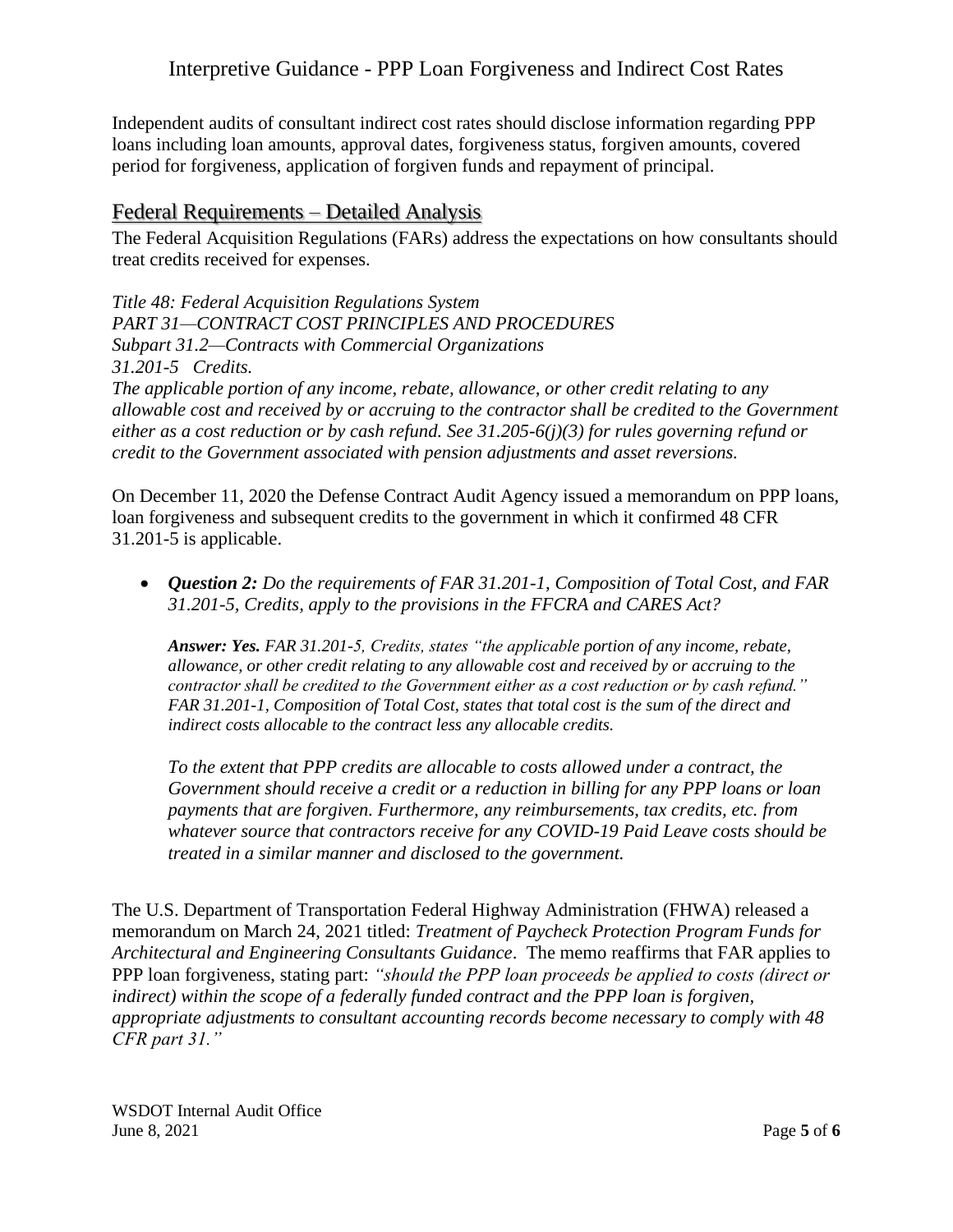Independent audits of consultant indirect cost rates should disclose information regarding PPP loans including loan amounts, approval dates, forgiveness status, forgiven amounts, covered period for forgiveness, application of forgiven funds and repayment of principal.

## Federal Requirements – Detailed Analysis

The Federal Acquisition Regulations (FARs) address the expectations on how consultants should treat credits received for expenses.

*Title 48: Federal Acquisition Regulations System*
*PART 31—CONTRACT COST PRINCIPLES AND PROCEDURES*
*Subpart 31.2—Contracts with Commercial Organizations*
*31.201-5 Credits.*
*The applicable portion of any income, rebate, allowance, or other credit relating to any allowable cost and received by or accruing to the contractor shall be credited to the Government either as a cost reduction or by cash refund. See 31.205-6(j)(3) for rules governing refund or credit to the Government associated with pension adjustments and asset reversions.*

On December 11, 2020 the Defense Contract Audit Agency issued a memorandum on PPP loans, loan forgiveness and subsequent credits to the government in which it confirmed 48 CFR 31.201-5 is applicable.

- ***Question 2:*** *Do the requirements of FAR 31.201-1, Composition of Total Cost, and FAR 31.201-5, Credits, apply to the provisions in the FFCRA and CARES Act?*

  ***Answer: Yes.*** *FAR 31.201-5, Credits, states "the applicable portion of any income, rebate, allowance, or other credit relating to any allowable cost and received by or accruing to the contractor shall be credited to the Government either as a cost reduction or by cash refund." FAR 31.201-1, Composition of Total Cost, states that total cost is the sum of the direct and indirect costs allocable to the contract less any allocable credits.*

  *To the extent that PPP credits are allocable to costs allowed under a contract, the Government should receive a credit or a reduction in billing for any PPP loans or loan payments that are forgiven. Furthermore, any reimbursements, tax credits, etc. from whatever source that contractors receive for any COVID-19 Paid Leave costs should be treated in a similar manner and disclosed to the government.*

The U.S. Department of Transportation Federal Highway Administration (FHWA) released a memorandum on March 24, 2021 titled: *Treatment of Paycheck Protection Program Funds for Architectural and Engineering Consultants Guidance*. The memo reaffirms that FAR applies to PPP loan forgiveness, stating part: *"should the PPP loan proceeds be applied to costs (direct or indirect) within the scope of a federally funded contract and the PPP loan is forgiven, appropriate adjustments to consultant accounting records become necessary to comply with 48 CFR part 31."*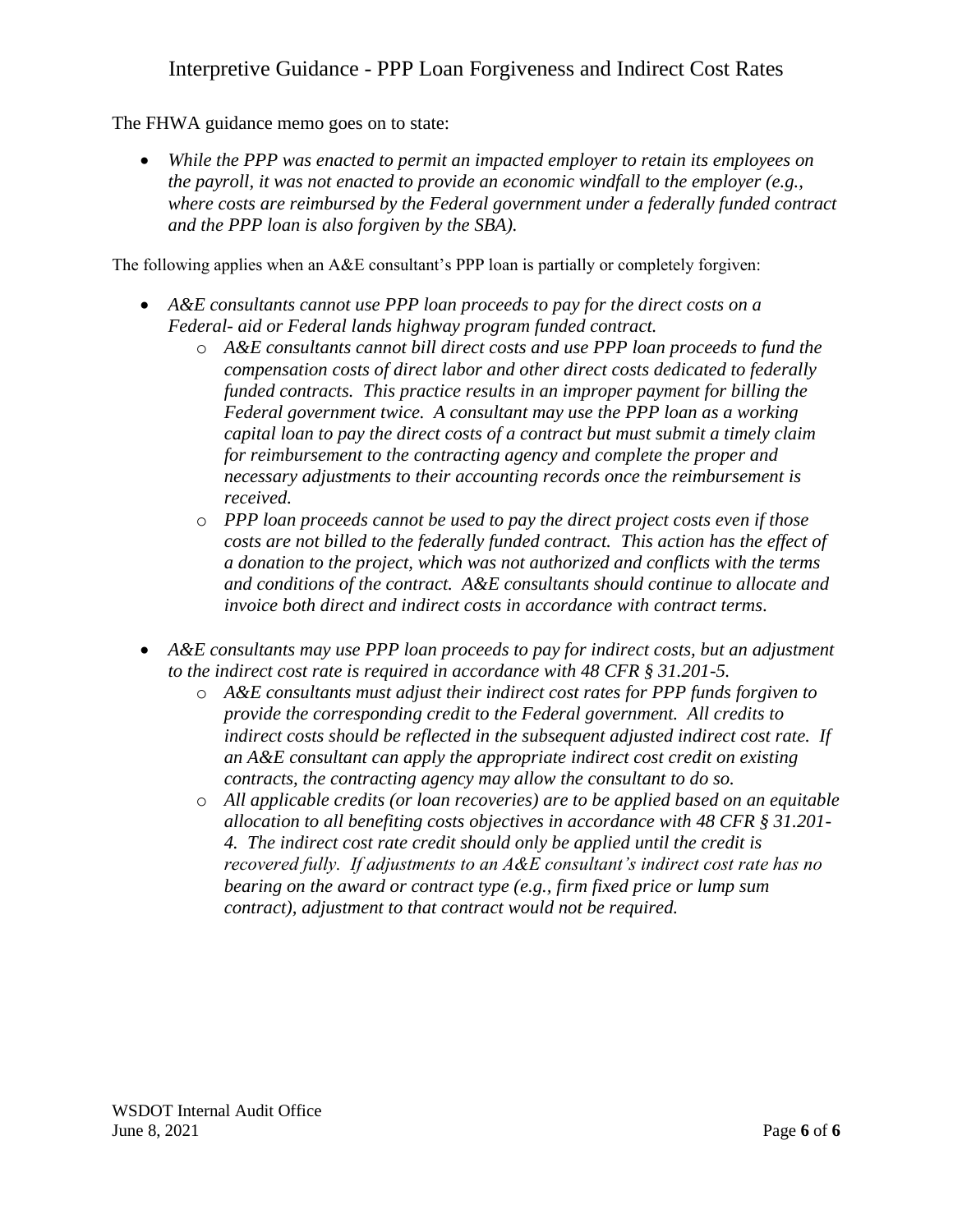The FHWA guidance memo goes on to state:

- *While the PPP was enacted to permit an impacted employer to retain its employees on the payroll, it was not enacted to provide an economic windfall to the employer (e.g., where costs are reimbursed by the Federal government under a federally funded contract and the PPP loan is also forgiven by the SBA).*

The following applies when an A&E consultant's PPP loan is partially or completely forgiven:

- *A&E consultants cannot use PPP loan proceeds to pay for the direct costs on a Federal- aid or Federal lands highway program funded contract.*
  - *A&E consultants cannot bill direct costs and use PPP loan proceeds to fund the compensation costs of direct labor and other direct costs dedicated to federally funded contracts. This practice results in an improper payment for billing the Federal government twice. A consultant may use the PPP loan as a working capital loan to pay the direct costs of a contract but must submit a timely claim for reimbursement to the contracting agency and complete the proper and necessary adjustments to their accounting records once the reimbursement is received.*
  - *PPP loan proceeds cannot be used to pay the direct project costs even if those costs are not billed to the federally funded contract. This action has the effect of a donation to the project, which was not authorized and conflicts with the terms and conditions of the contract. A&E consultants should continue to allocate and invoice both direct and indirect costs in accordance with contract terms.*
- *A&E consultants may use PPP loan proceeds to pay for indirect costs, but an adjustment to the indirect cost rate is required in accordance with 48 CFR § 31.201-5.*
  - *A&E consultants must adjust their indirect cost rates for PPP funds forgiven to provide the corresponding credit to the Federal government. All credits to indirect costs should be reflected in the subsequent adjusted indirect cost rate. If an A&E consultant can apply the appropriate indirect cost credit on existing contracts, the contracting agency may allow the consultant to do so.*
  - *All applicable credits (or loan recoveries) are to be applied based on an equitable allocation to all benefiting costs objectives in accordance with 48 CFR § 31.201-4. The indirect cost rate credit should only be applied until the credit is recovered fully. If adjustments to an A&E consultant's indirect cost rate has no bearing on the award or contract type (e.g., firm fixed price or lump sum contract), adjustment to that contract would not be required.*